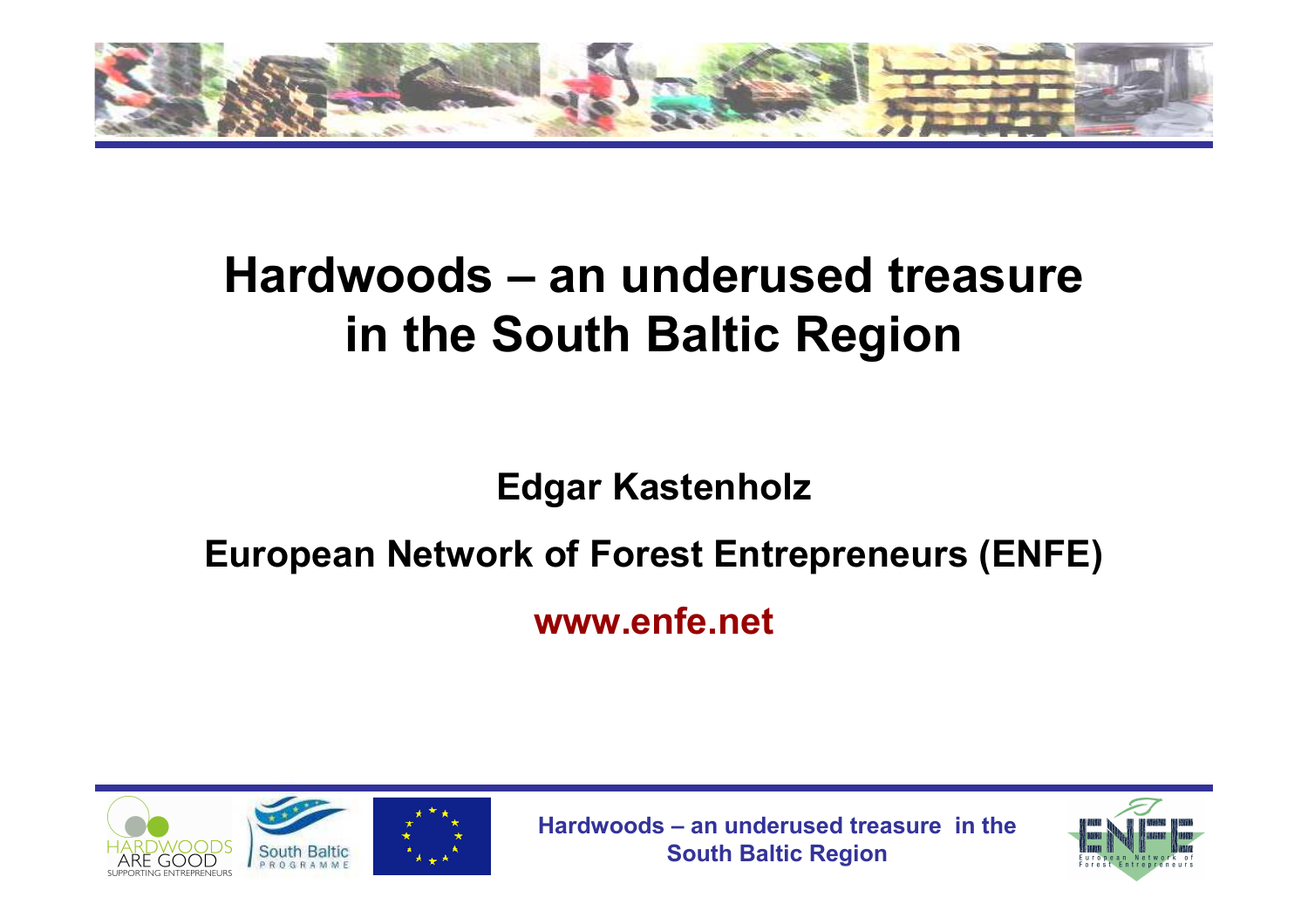# Hardwoods – an underused treasure in the South Baltic Region

**Edgar Kastenholz**

**European Network of Forest Entrepreneurs (ENFE)**

**www.enfe.net**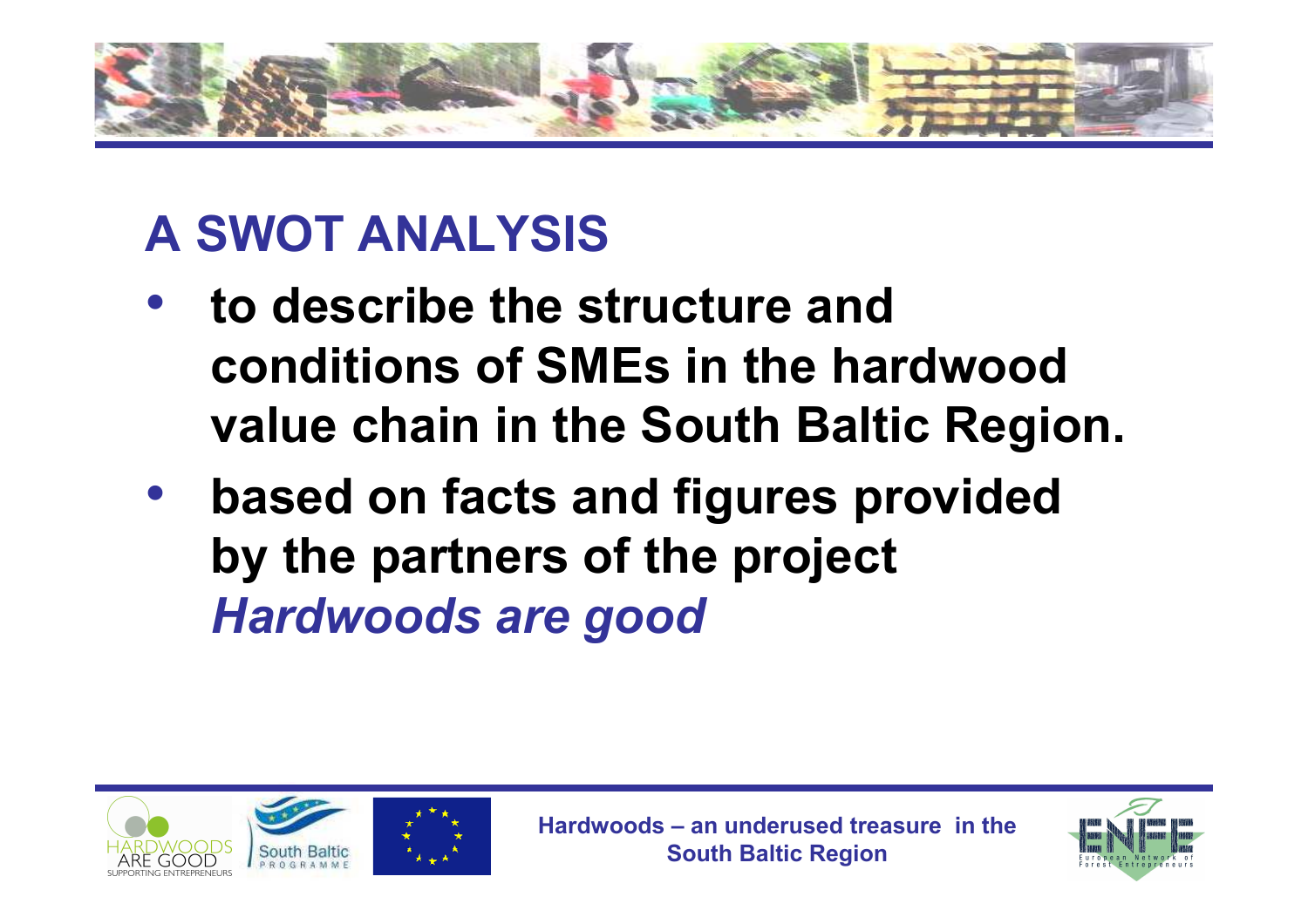# A SWOT ANALYSIS

- **to describe the structure and conditions of SMEs in the hardwood value chain in the South Baltic Region.**
- **based on facts and figures provided by the partners of the project** ***Hardwoods are good***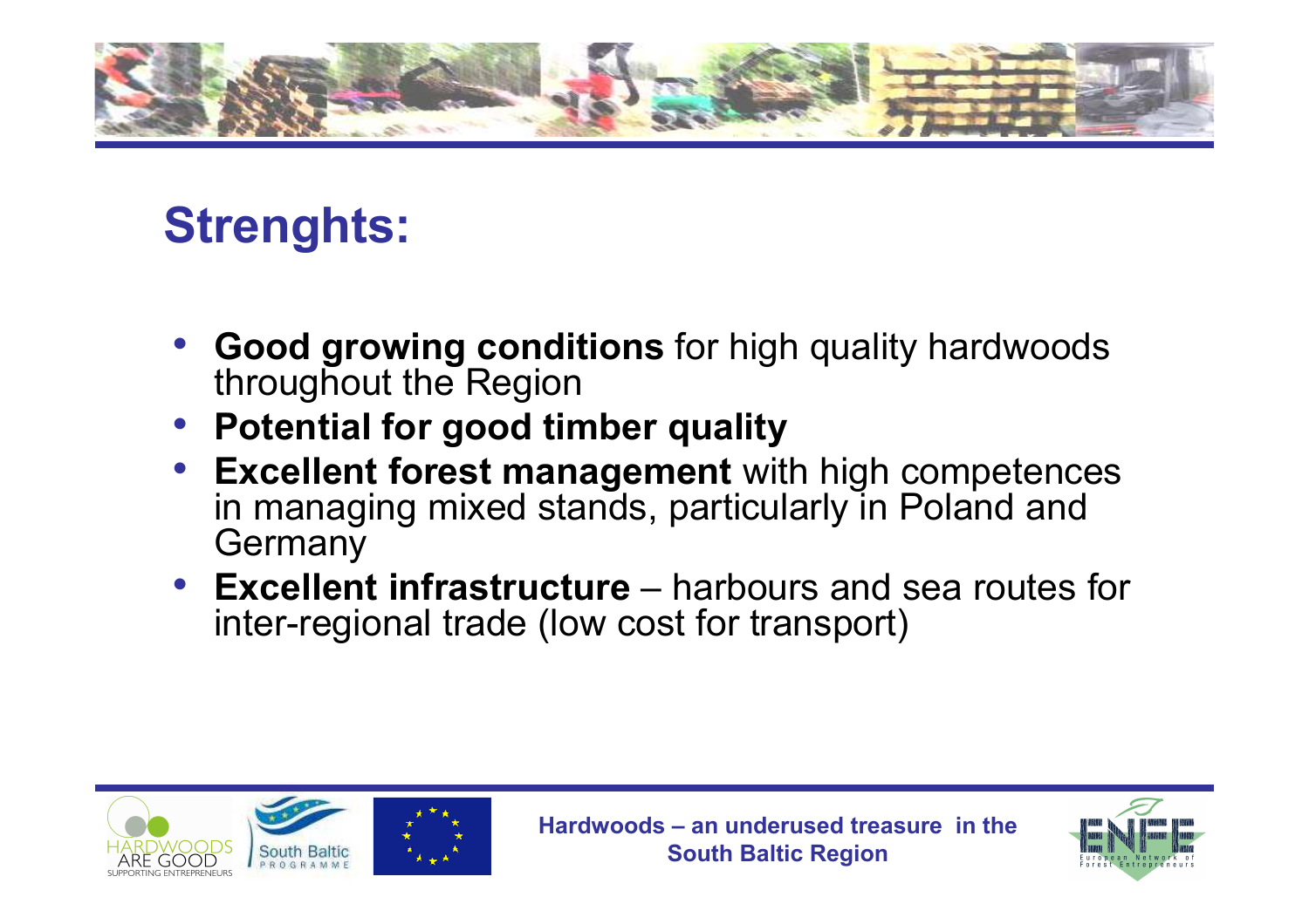# Strenghts:

- **Good growing conditions** for high quality hardwoods throughout the Region
- **Potential for good timber quality**
- **Excellent forest management** with high competences in managing mixed stands, particularly in Poland and Germany
- **Excellent infrastructure** – harbours and sea routes for inter-regional trade (low cost for transport)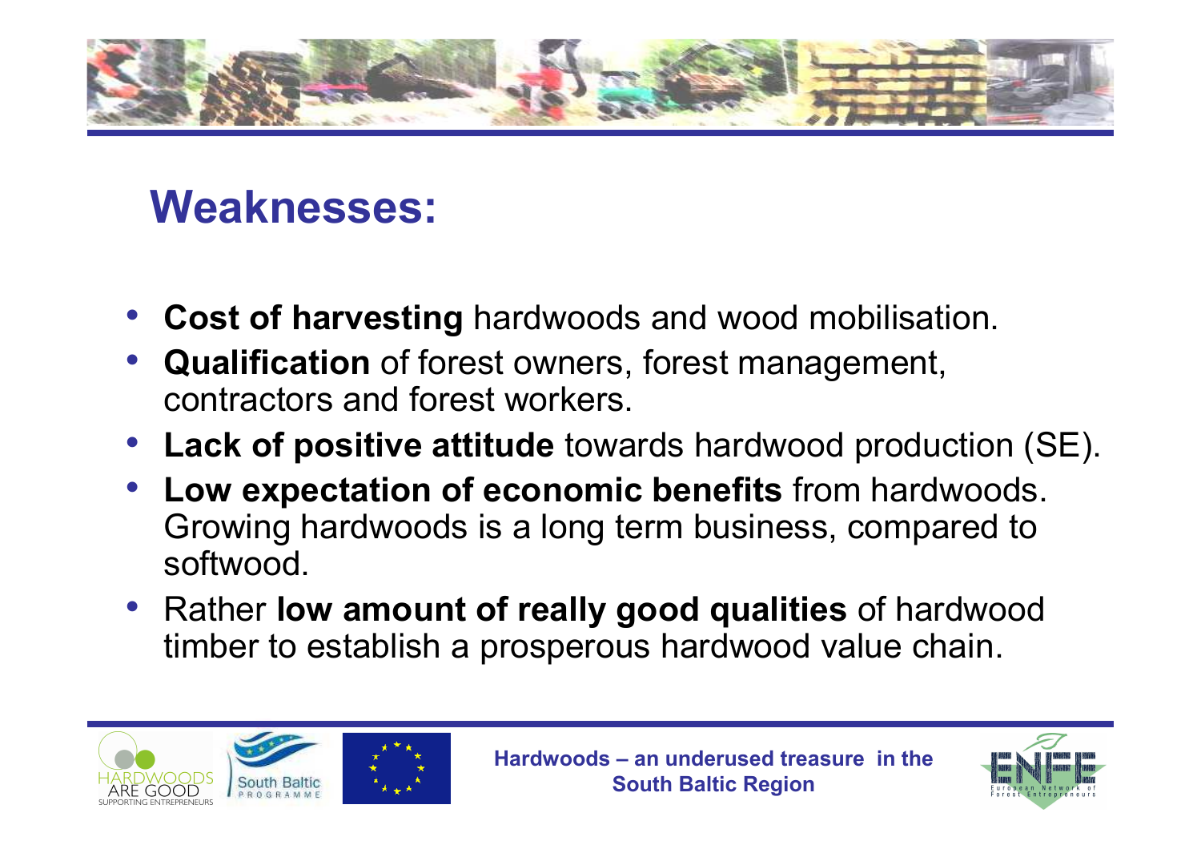# Weaknesses:

- **Cost of harvesting** hardwoods and wood mobilisation.
- **Qualification** of forest owners, forest management, contractors and forest workers.
- **Lack of positive attitude** towards hardwood production (SE).
- **Low expectation of economic benefits** from hardwoods. Growing hardwoods is a long term business, compared to softwood.
- Rather **low amount of really good qualities** of hardwood timber to establish a prosperous hardwood value chain.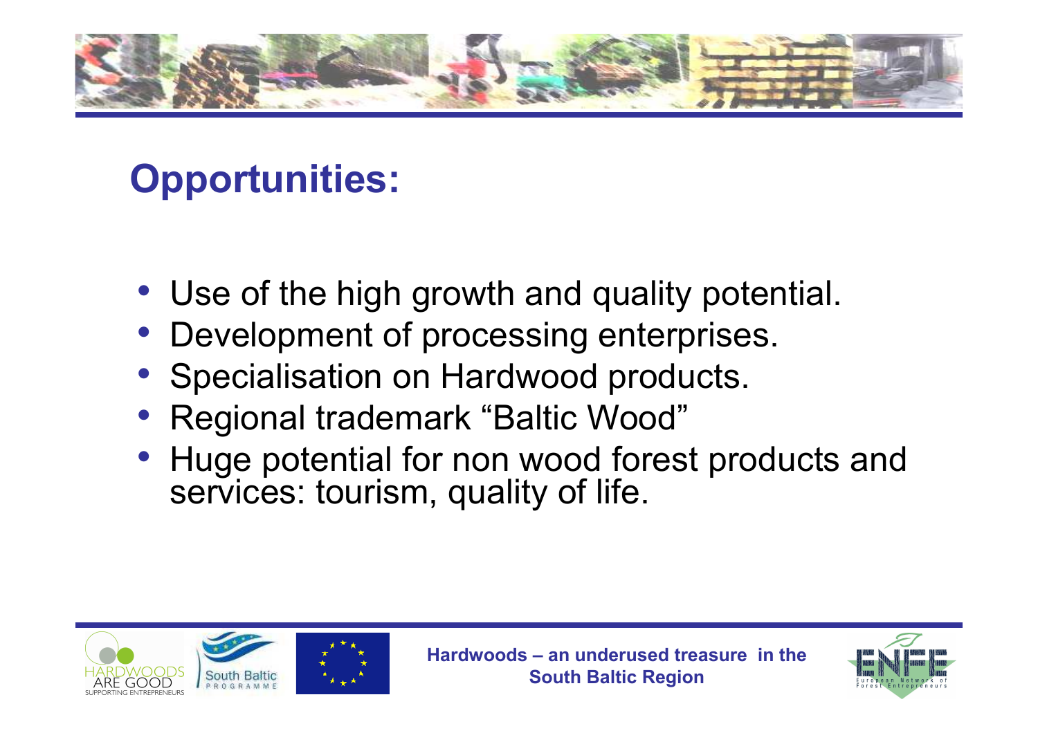# Opportunities:

- Use of the high growth and quality potential.
- Development of processing enterprises.
- Specialisation on Hardwood products.
- Regional trademark “Baltic Wood”
- Huge potential for non wood forest products and services: tourism, quality of life.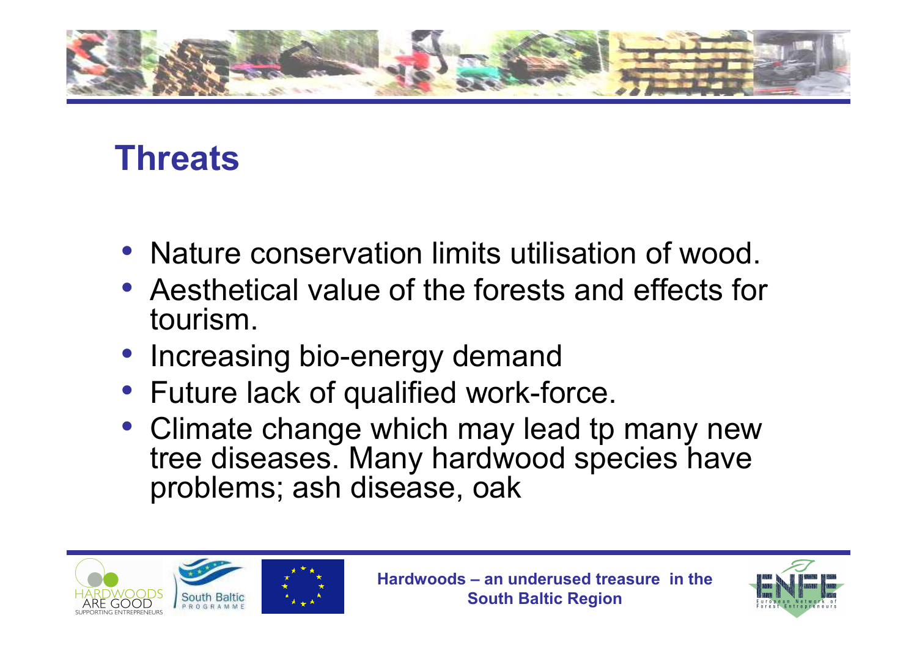# Threats

- Nature conservation limits utilisation of wood.
- Aesthetical value of the forests and effects for tourism.
- Increasing bio-energy demand
- Future lack of qualified work-force.
- Climate change which may lead tp many new tree diseases. Many hardwood species have problems; ash disease, oak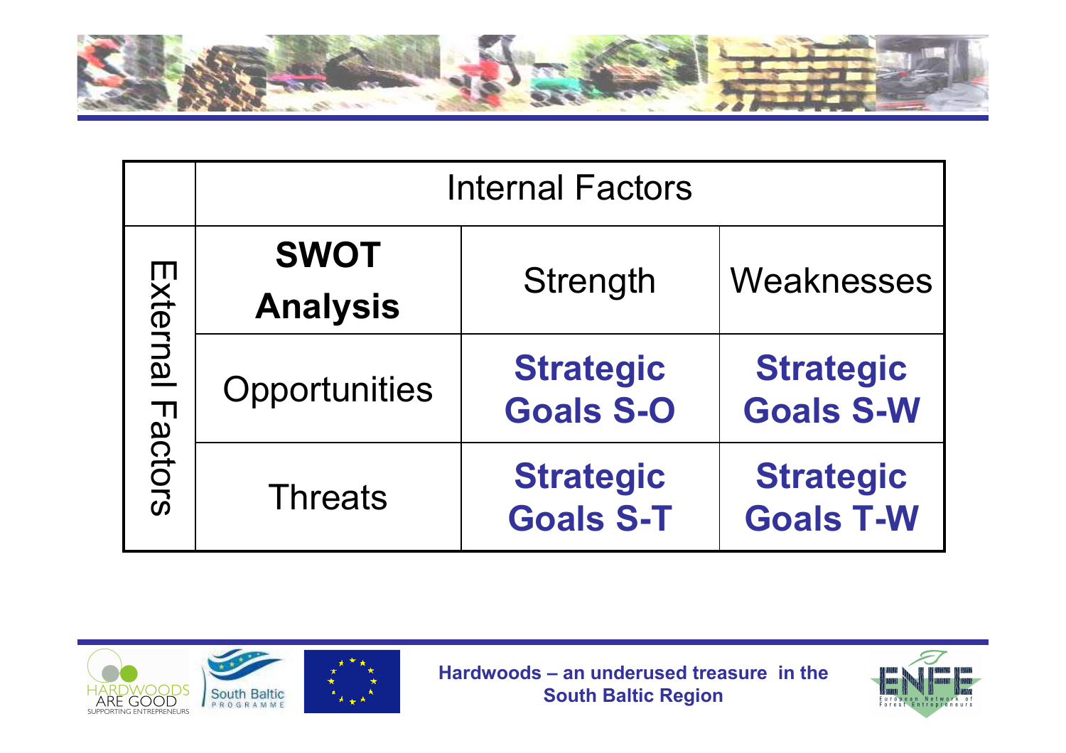| | Internal Factors | | |
|---|---|---|---|
| External Factors | **SWOT Analysis** | Strength | Weaknesses |
| | Opportunities | **Strategic Goals S-O** | **Strategic Goals S-W** |
| | Threats | **Strategic Goals S-T** | **Strategic Goals T-W** |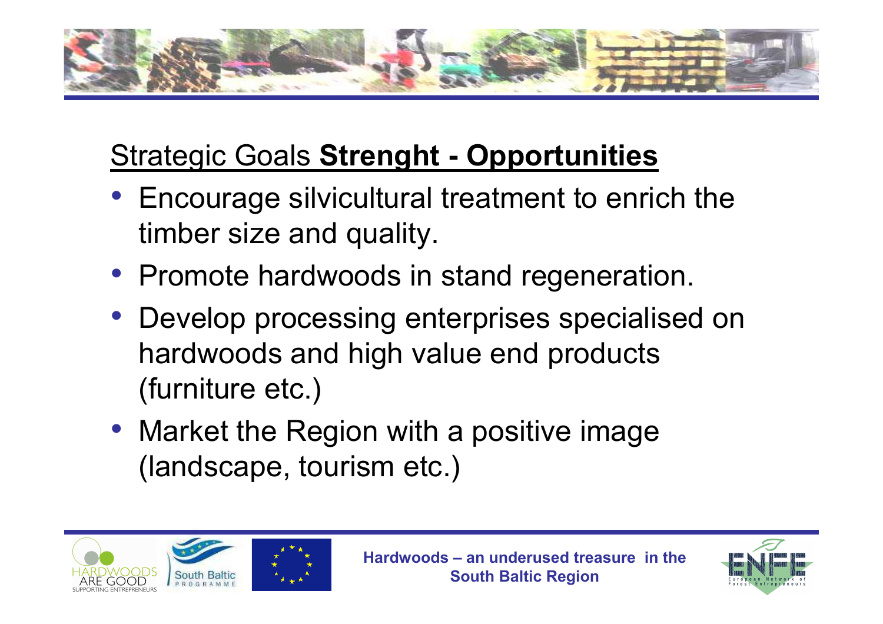## Strategic Goals **Strenght - Opportunities**

- Encourage silvicultural treatment to enrich the timber size and quality.
- Promote hardwoods in stand regeneration.
- Develop processing enterprises specialised on hardwoods and high value end products (furniture etc.)
- Market the Region with a positive image (landscape, tourism etc.)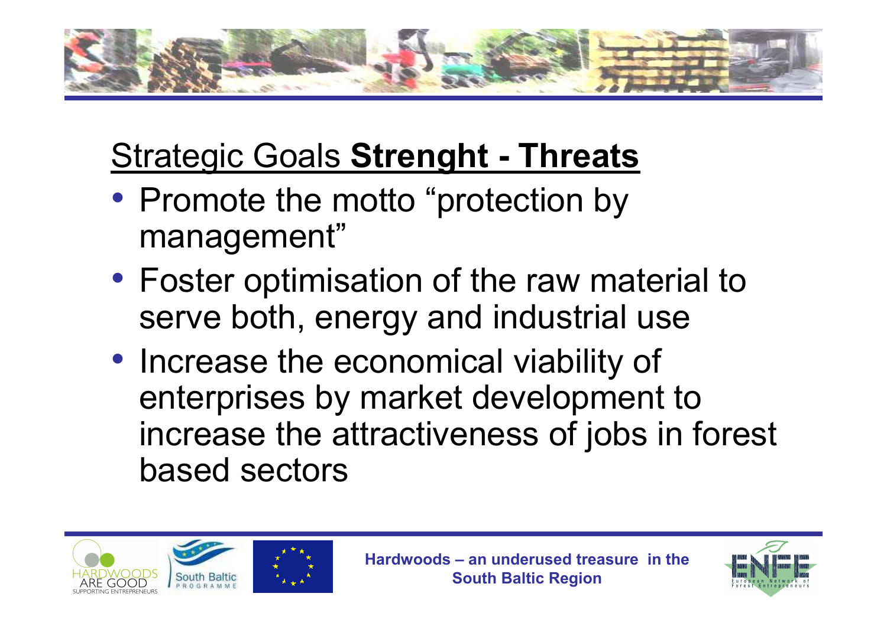## Strategic Goals **Strenght - Threats**

- Promote the motto "protection by management"
- Foster optimisation of the raw material to serve both, energy and industrial use
- Increase the economical viability of enterprises by market development to increase the attractiveness of jobs in forest based sectors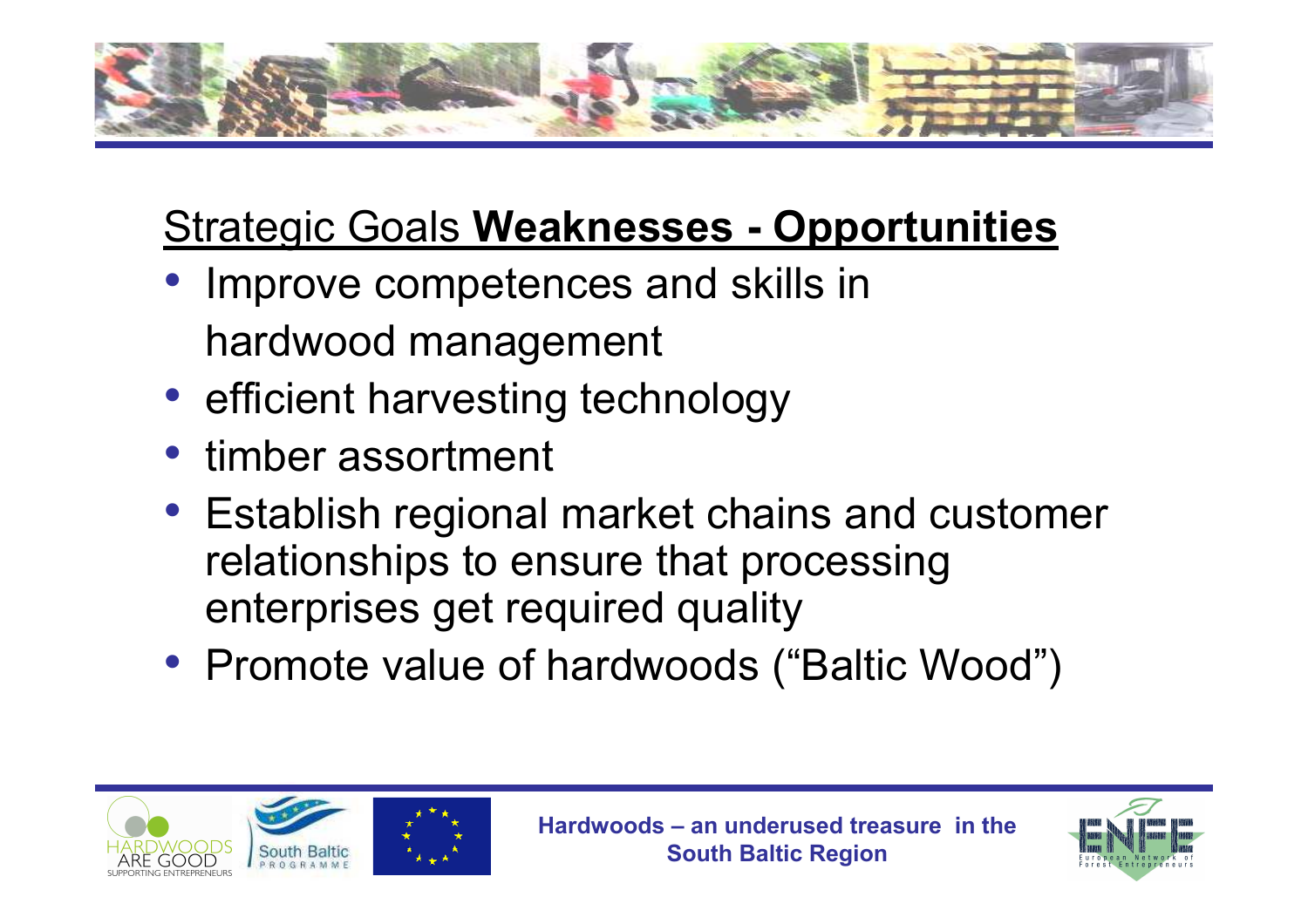## Strategic Goals **Weaknesses - Opportunities**

- Improve competences and skills in hardwood management
- efficient harvesting technology
- timber assortment
- Establish regional market chains and customer relationships to ensure that processing enterprises get required quality
- Promote value of hardwoods (“Baltic Wood”)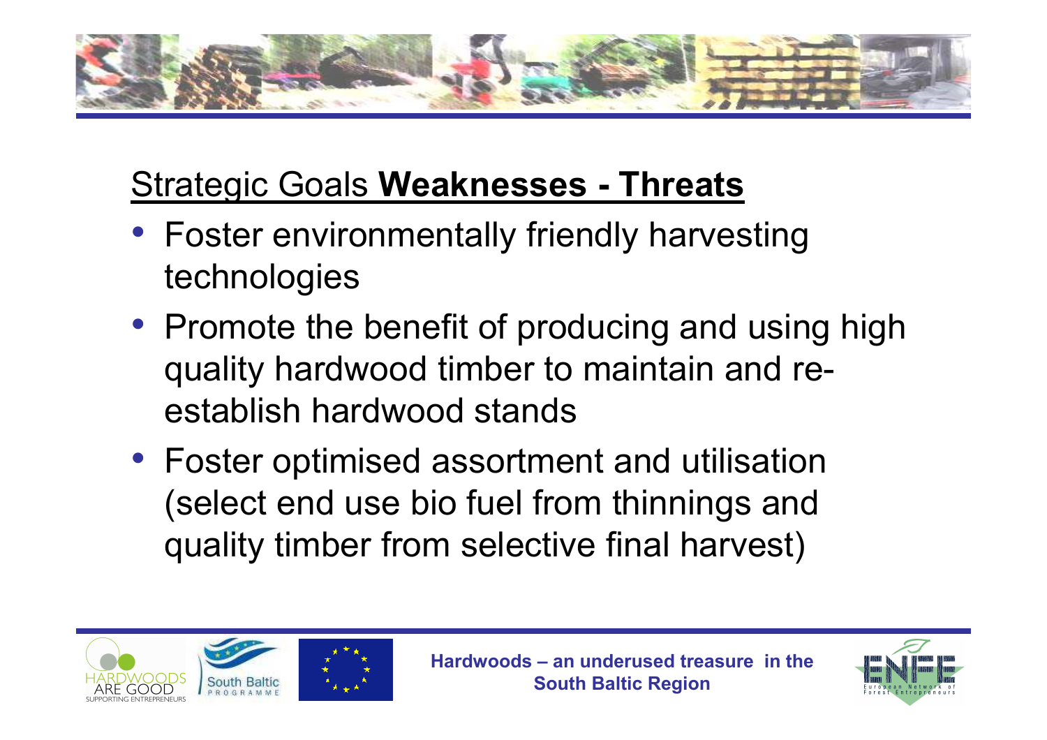## Strategic Goals **Weaknesses - Threats**

- Foster environmentally friendly harvesting technologies
- Promote the benefit of producing and using high quality hardwood timber to maintain and re-establish hardwood stands
- Foster optimised assortment and utilisation (select end use bio fuel from thinnings and quality timber from selective final harvest)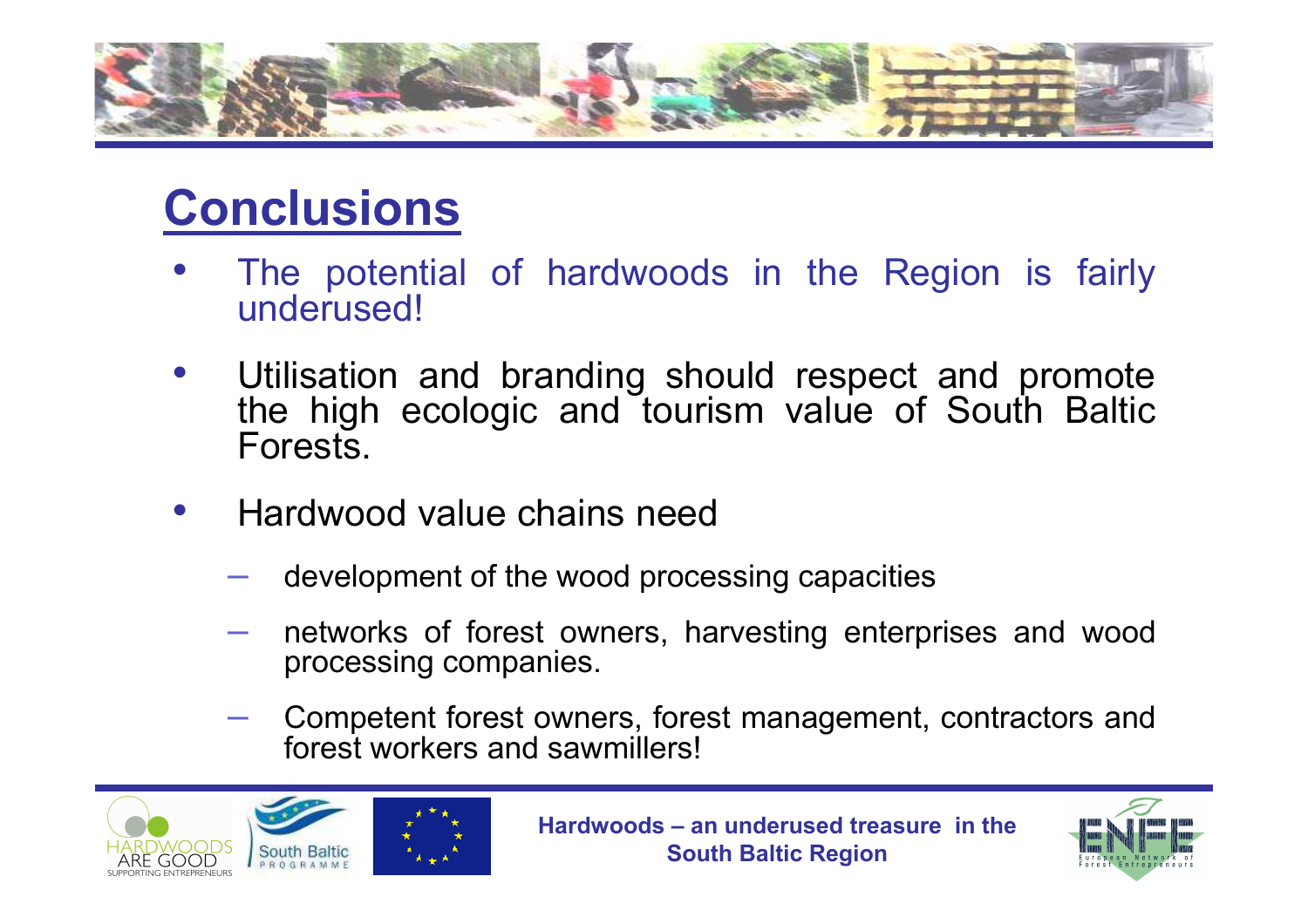# Conclusions

- The potential of hardwoods in the Region is fairly underused!
- Utilisation and branding should respect and promote the high ecologic and tourism value of South Baltic Forests.
- Hardwood value chains need
  - development of the wood processing capacities
  - networks of forest owners, harvesting enterprises and wood processing companies.
  - Competent forest owners, forest management, contractors and forest workers and sawmillers!